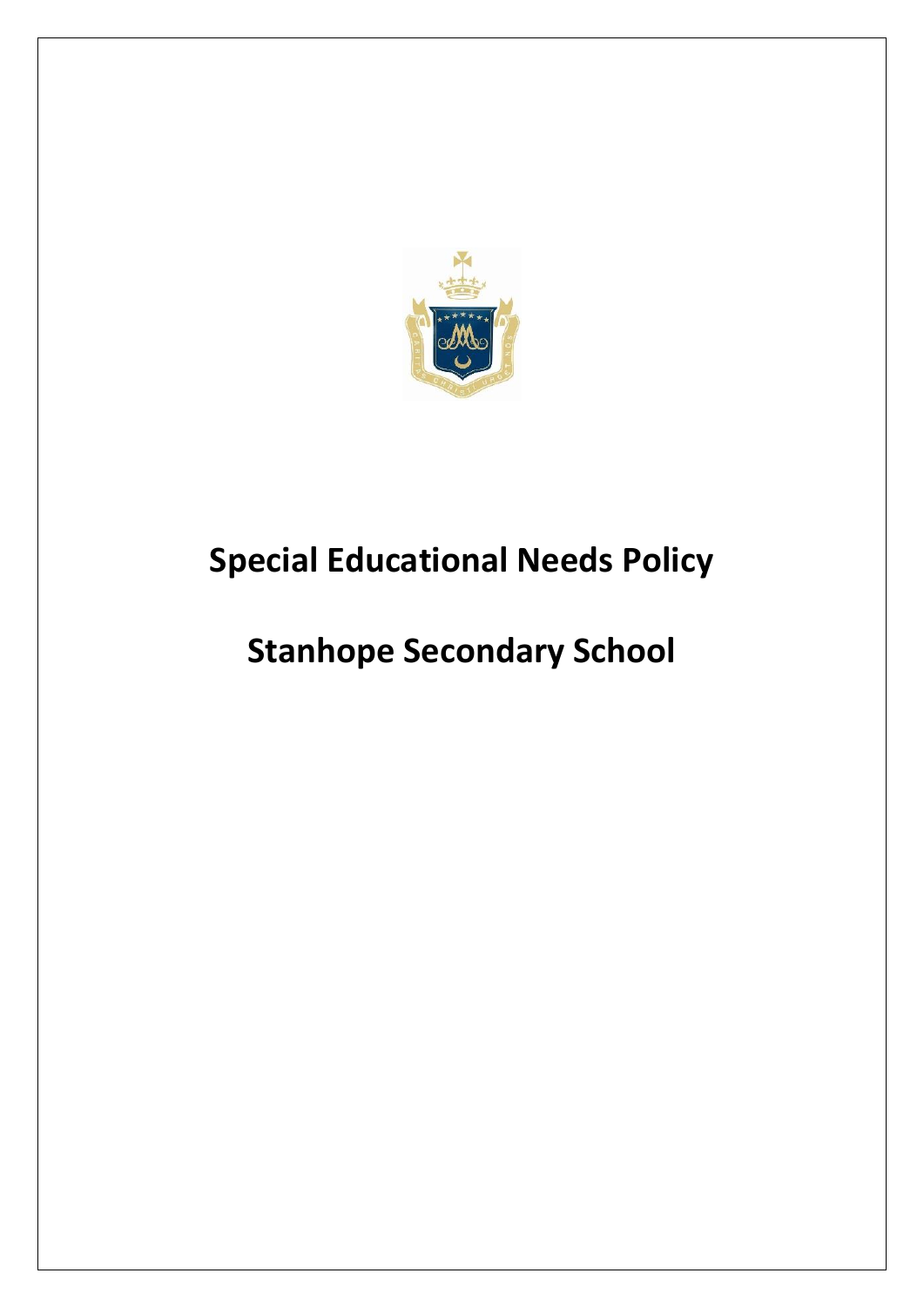# Special Educational Needs Policy

# Stanhope Secondary School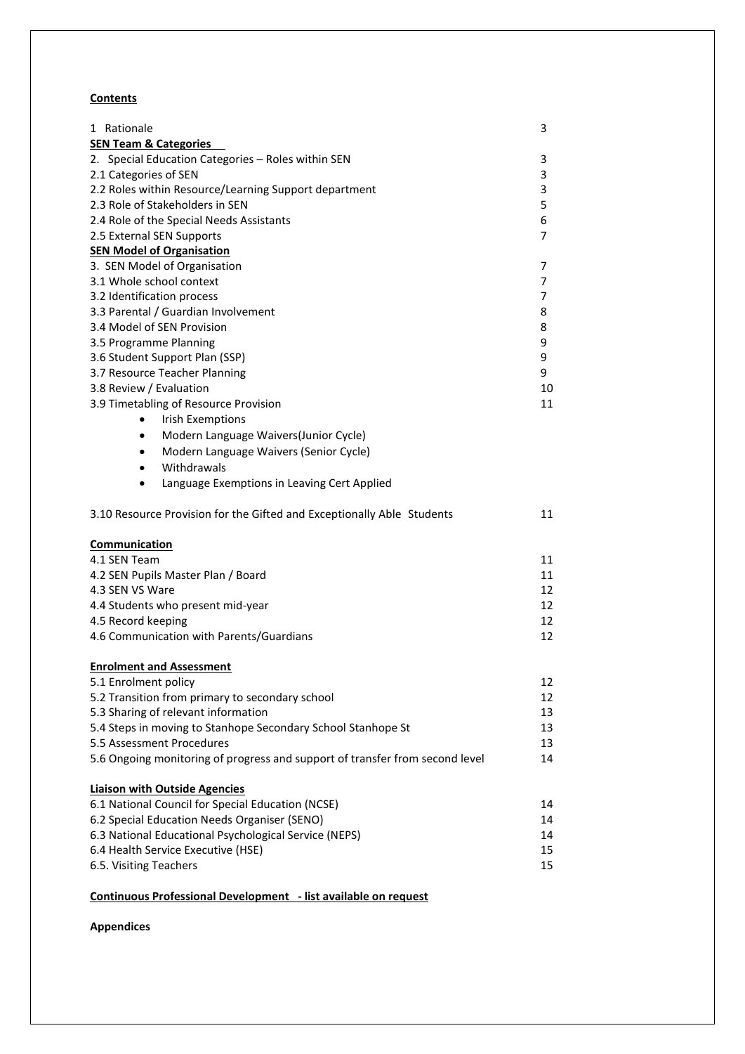**Contents**

| | |
|---|---|
| 1 Rationale | 3 |
| **SEN Team & Categories** | |
| 2. Special Education Categories – Roles within SEN | 3 |
| 2.1 Categories of SEN | 3 |
| 2.2 Roles within Resource/Learning Support department | 3 |
| 2.3 Role of Stakeholders in SEN | 5 |
| 2.4 Role of the Special Needs Assistants | 6 |
| 2.5 External SEN Supports | 7 |
| **SEN Model of Organisation** | |
| 3. SEN Model of Organisation | 7 |
| 3.1 Whole school context | 7 |
| 3.2 Identification process | 7 |
| 3.3 Parental / Guardian Involvement | 8 |
| 3.4 Model of SEN Provision | 8 |
| 3.5 Programme Planning | 9 |
| 3.6 Student Support Plan (SSP) | 9 |
| 3.7 Resource Teacher Planning | 9 |
| 3.8 Review / Evaluation | 10 |
| 3.9 Timetabling of Resource Provision | 11 |

- Irish Exemptions
- Modern Language Waivers(Junior Cycle)
- Modern Language Waivers (Senior Cycle)
- Withdrawals
- Language Exemptions in Leaving Cert Applied

| | |
|---|---|
| 3.10 Resource Provision for the Gifted and Exceptionally Able Students | 11 |
| **Communication** | |
| 4.1 SEN Team | 11 |
| 4.2 SEN Pupils Master Plan / Board | 11 |
| 4.3 SEN VS Ware | 12 |
| 4.4 Students who present mid-year | 12 |
| 4.5 Record keeping | 12 |
| 4.6 Communication with Parents/Guardians | 12 |
| **Enrolment and Assessment** | |
| 5.1 Enrolment policy | 12 |
| 5.2 Transition from primary to secondary school | 12 |
| 5.3 Sharing of relevant information | 13 |
| 5.4 Steps in moving to Stanhope Secondary School Stanhope St | 13 |
| 5.5 Assessment Procedures | 13 |
| 5.6 Ongoing monitoring of progress and support of transfer from second level | 14 |
| **Liaison with Outside Agencies** | |
| 6.1 National Council for Special Education (NCSE) | 14 |
| 6.2 Special Education Needs Organiser (SENO) | 14 |
| 6.3 National Educational Psychological Service (NEPS) | 14 |
| 6.4 Health Service Executive (HSE) | 15 |
| 6.5. Visiting Teachers | 15 |

**Continuous Professional Development - list available on request**

**Appendices**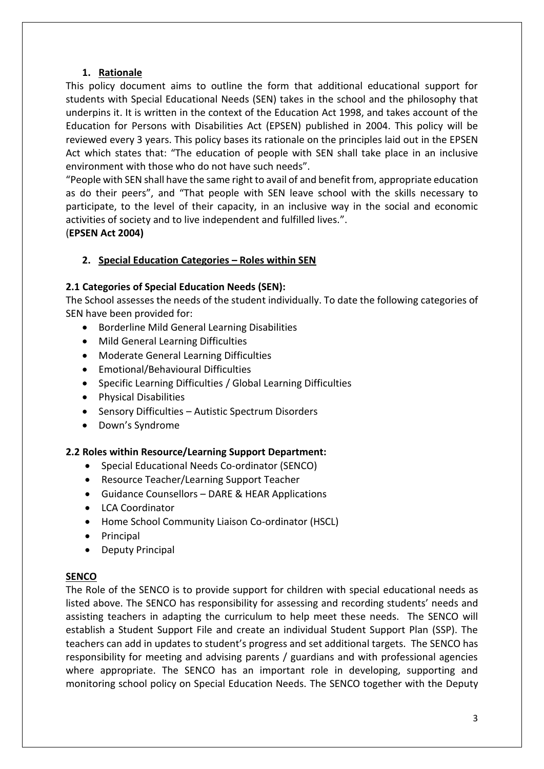## 1. Rationale

This policy document aims to outline the form that additional educational support for students with Special Educational Needs (SEN) takes in the school and the philosophy that underpins it. It is written in the context of the Education Act 1998, and takes account of the Education for Persons with Disabilities Act (EPSEN) published in 2004. This policy will be reviewed every 3 years. This policy bases its rationale on the principles laid out in the EPSEN Act which states that: "The education of people with SEN shall take place in an inclusive environment with those who do not have such needs".

"People with SEN shall have the same right to avail of and benefit from, appropriate education as do their peers", and "That people with SEN leave school with the skills necessary to participate, to the level of their capacity, in an inclusive way in the social and economic activities of society and to live independent and fulfilled lives.".

(**EPSEN Act 2004)**

## 2. Special Education Categories – Roles within SEN

### 2.1 Categories of Special Education Needs (SEN):

The School assesses the needs of the student individually. To date the following categories of SEN have been provided for:

- Borderline Mild General Learning Disabilities
- Mild General Learning Difficulties
- Moderate General Learning Difficulties
- Emotional/Behavioural Difficulties
- Specific Learning Difficulties / Global Learning Difficulties
- Physical Disabilities
- Sensory Difficulties – Autistic Spectrum Disorders
- Down's Syndrome

### 2.2 Roles within Resource/Learning Support Department:

- Special Educational Needs Co-ordinator (SENCO)
- Resource Teacher/Learning Support Teacher
- Guidance Counsellors – DARE & HEAR Applications
- LCA Coordinator
- Home School Community Liaison Co-ordinator (HSCL)
- Principal
- Deputy Principal

**SENCO**

The Role of the SENCO is to provide support for children with special educational needs as listed above. The SENCO has responsibility for assessing and recording students' needs and assisting teachers in adapting the curriculum to help meet these needs. The SENCO will establish a Student Support File and create an individual Student Support Plan (SSP). The teachers can add in updates to student's progress and set additional targets. The SENCO has responsibility for meeting and advising parents / guardians and with professional agencies where appropriate. The SENCO has an important role in developing, supporting and monitoring school policy on Special Education Needs. The SENCO together with the Deputy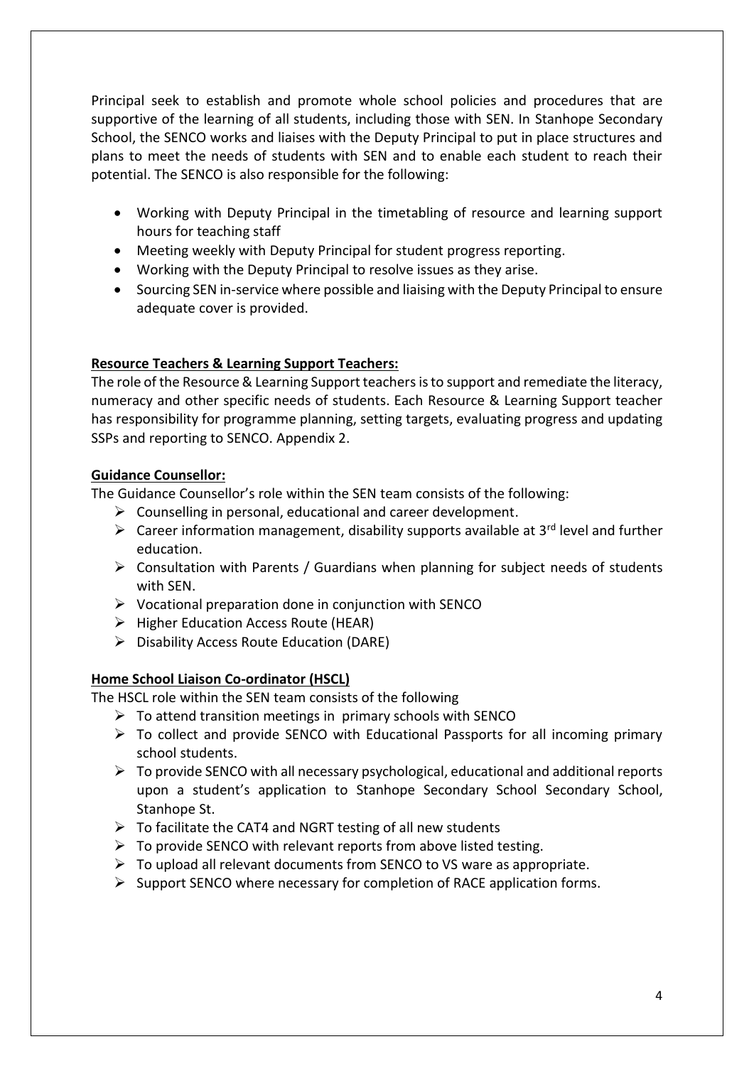Principal seek to establish and promote whole school policies and procedures that are supportive of the learning of all students, including those with SEN. In Stanhope Secondary School, the SENCO works and liaises with the Deputy Principal to put in place structures and plans to meet the needs of students with SEN and to enable each student to reach their potential. The SENCO is also responsible for the following:

- Working with Deputy Principal in the timetabling of resource and learning support hours for teaching staff
- Meeting weekly with Deputy Principal for student progress reporting.
- Working with the Deputy Principal to resolve issues as they arise.
- Sourcing SEN in-service where possible and liaising with the Deputy Principal to ensure adequate cover is provided.

**Resource Teachers & Learning Support Teachers:**

The role of the Resource & Learning Support teachers is to support and remediate the literacy, numeracy and other specific needs of students. Each Resource & Learning Support teacher has responsibility for programme planning, setting targets, evaluating progress and updating SSPs and reporting to SENCO. Appendix 2.

**Guidance Counsellor:**

The Guidance Counsellor's role within the SEN team consists of the following:

- Counselling in personal, educational and career development.
- Career information management, disability supports available at 3rd level and further education.
- Consultation with Parents / Guardians when planning for subject needs of students with SEN.
- Vocational preparation done in conjunction with SENCO
- Higher Education Access Route (HEAR)
- Disability Access Route Education (DARE)

**Home School Liaison Co-ordinator (HSCL)**

The HSCL role within the SEN team consists of the following

- To attend transition meetings in primary schools with SENCO
- To collect and provide SENCO with Educational Passports for all incoming primary school students.
- To provide SENCO with all necessary psychological, educational and additional reports upon a student's application to Stanhope Secondary School Secondary School, Stanhope St.
- To facilitate the CAT4 and NGRT testing of all new students
- To provide SENCO with relevant reports from above listed testing.
- To upload all relevant documents from SENCO to VS ware as appropriate.
- Support SENCO where necessary for completion of RACE application forms.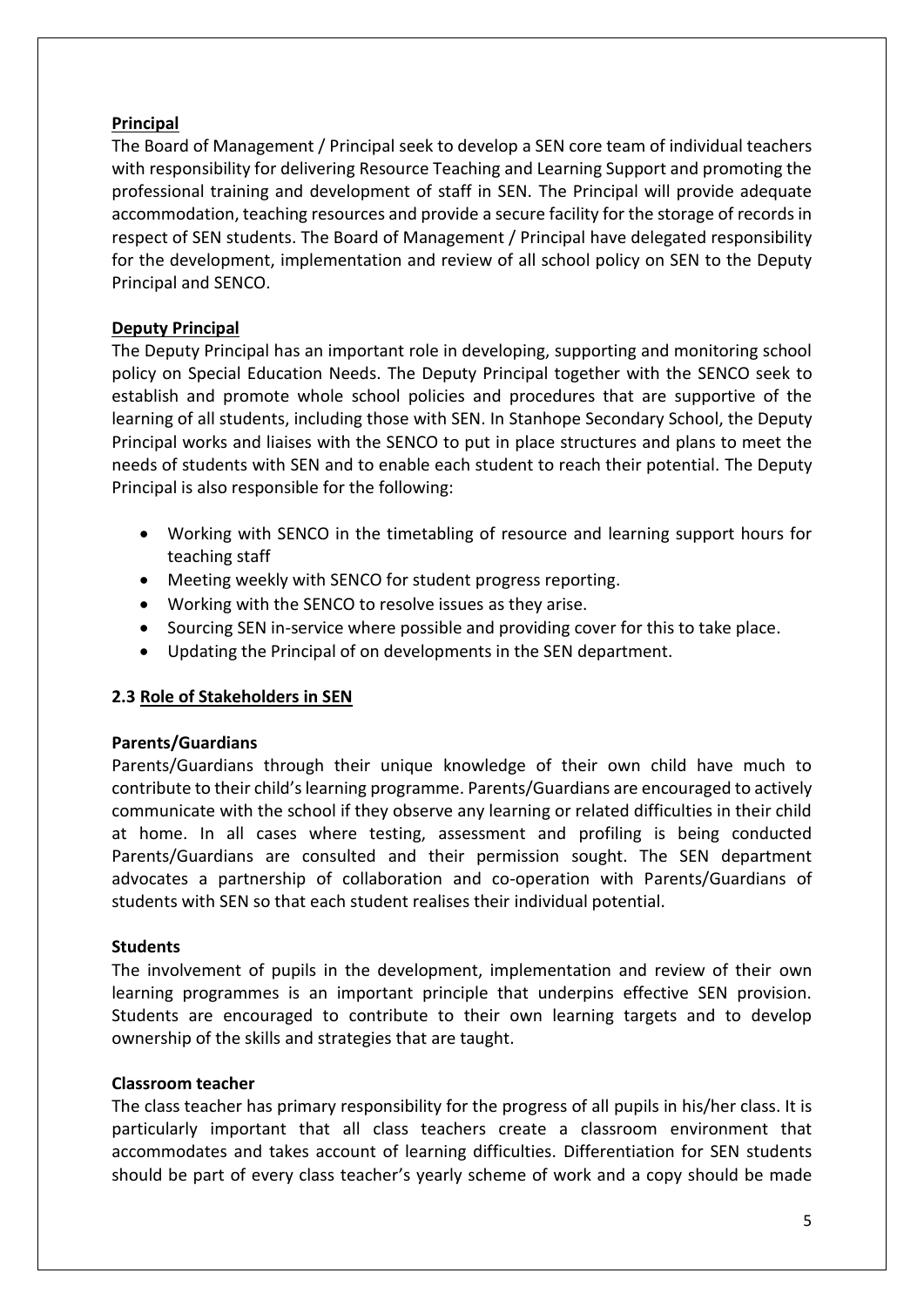**Principal**

The Board of Management / Principal seek to develop a SEN core team of individual teachers with responsibility for delivering Resource Teaching and Learning Support and promoting the professional training and development of staff in SEN. The Principal will provide adequate accommodation, teaching resources and provide a secure facility for the storage of records in respect of SEN students. The Board of Management / Principal have delegated responsibility for the development, implementation and review of all school policy on SEN to the Deputy Principal and SENCO.

**Deputy Principal**

The Deputy Principal has an important role in developing, supporting and monitoring school policy on Special Education Needs. The Deputy Principal together with the SENCO seek to establish and promote whole school policies and procedures that are supportive of the learning of all students, including those with SEN. In Stanhope Secondary School, the Deputy Principal works and liaises with the SENCO to put in place structures and plans to meet the needs of students with SEN and to enable each student to reach their potential. The Deputy Principal is also responsible for the following:

- Working with SENCO in the timetabling of resource and learning support hours for teaching staff
- Meeting weekly with SENCO for student progress reporting.
- Working with the SENCO to resolve issues as they arise.
- Sourcing SEN in-service where possible and providing cover for this to take place.
- Updating the Principal of on developments in the SEN department.

### 2.3 Role of Stakeholders in SEN

**Parents/Guardians**

Parents/Guardians through their unique knowledge of their own child have much to contribute to their child's learning programme. Parents/Guardians are encouraged to actively communicate with the school if they observe any learning or related difficulties in their child at home. In all cases where testing, assessment and profiling is being conducted Parents/Guardians are consulted and their permission sought. The SEN department advocates a partnership of collaboration and co-operation with Parents/Guardians of students with SEN so that each student realises their individual potential.

**Students**

The involvement of pupils in the development, implementation and review of their own learning programmes is an important principle that underpins effective SEN provision. Students are encouraged to contribute to their own learning targets and to develop ownership of the skills and strategies that are taught.

**Classroom teacher**

The class teacher has primary responsibility for the progress of all pupils in his/her class. It is particularly important that all class teachers create a classroom environment that accommodates and takes account of learning difficulties. Differentiation for SEN students should be part of every class teacher's yearly scheme of work and a copy should be made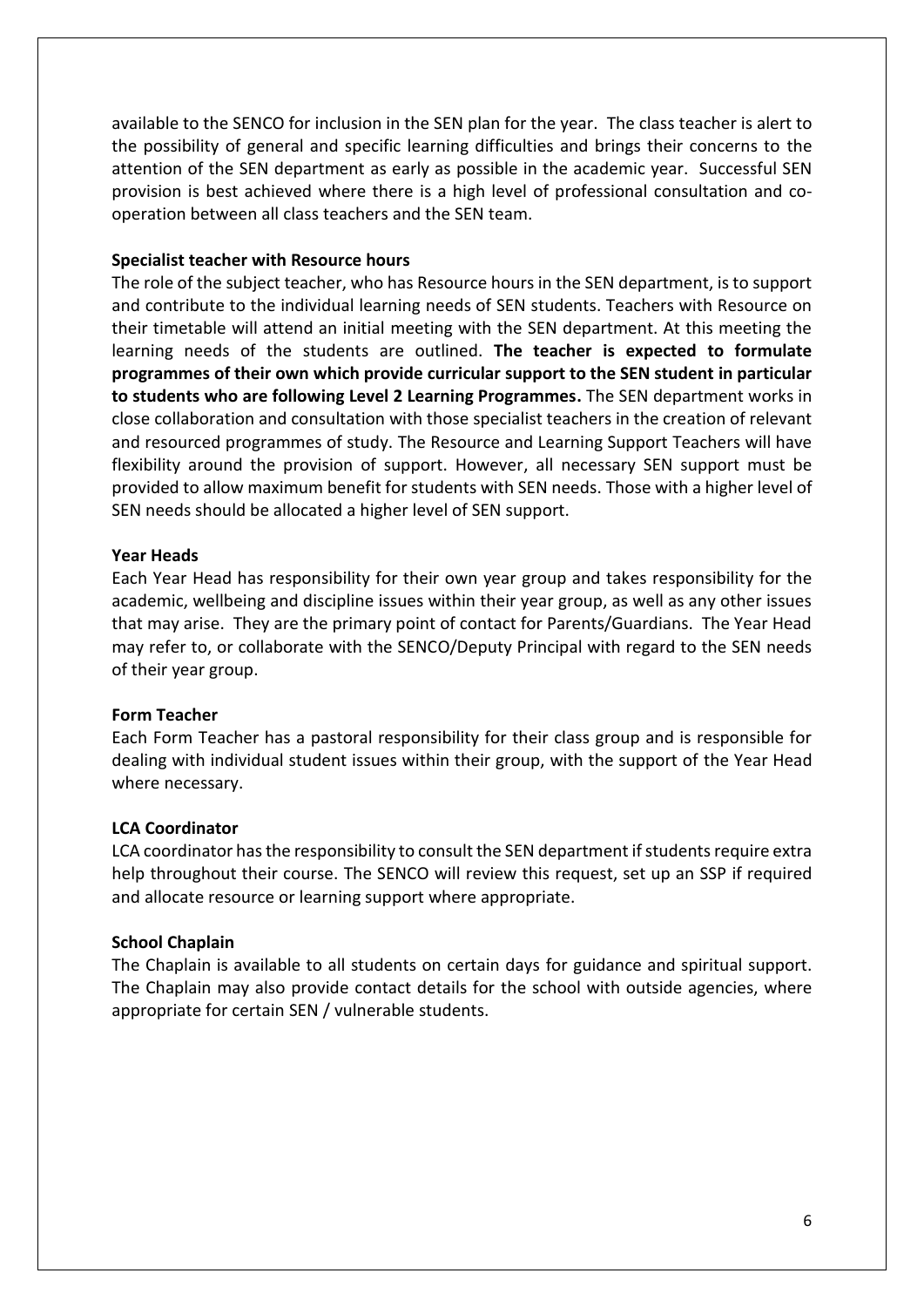available to the SENCO for inclusion in the SEN plan for the year. The class teacher is alert to the possibility of general and specific learning difficulties and brings their concerns to the attention of the SEN department as early as possible in the academic year. Successful SEN provision is best achieved where there is a high level of professional consultation and co-operation between all class teachers and the SEN team.

**Specialist teacher with Resource hours**

The role of the subject teacher, who has Resource hours in the SEN department, is to support and contribute to the individual learning needs of SEN students. Teachers with Resource on their timetable will attend an initial meeting with the SEN department. At this meeting the learning needs of the students are outlined. **The teacher is expected to formulate programmes of their own which provide curricular support to the SEN student in particular to students who are following Level 2 Learning Programmes.** The SEN department works in close collaboration and consultation with those specialist teachers in the creation of relevant and resourced programmes of study. The Resource and Learning Support Teachers will have flexibility around the provision of support. However, all necessary SEN support must be provided to allow maximum benefit for students with SEN needs. Those with a higher level of SEN needs should be allocated a higher level of SEN support.

**Year Heads**

Each Year Head has responsibility for their own year group and takes responsibility for the academic, wellbeing and discipline issues within their year group, as well as any other issues that may arise. They are the primary point of contact for Parents/Guardians. The Year Head may refer to, or collaborate with the SENCO/Deputy Principal with regard to the SEN needs of their year group.

**Form Teacher**

Each Form Teacher has a pastoral responsibility for their class group and is responsible for dealing with individual student issues within their group, with the support of the Year Head where necessary.

**LCA Coordinator**

LCA coordinator has the responsibility to consult the SEN department if students require extra help throughout their course. The SENCO will review this request, set up an SSP if required and allocate resource or learning support where appropriate.

**School Chaplain**

The Chaplain is available to all students on certain days for guidance and spiritual support. The Chaplain may also provide contact details for the school with outside agencies, where appropriate for certain SEN / vulnerable students.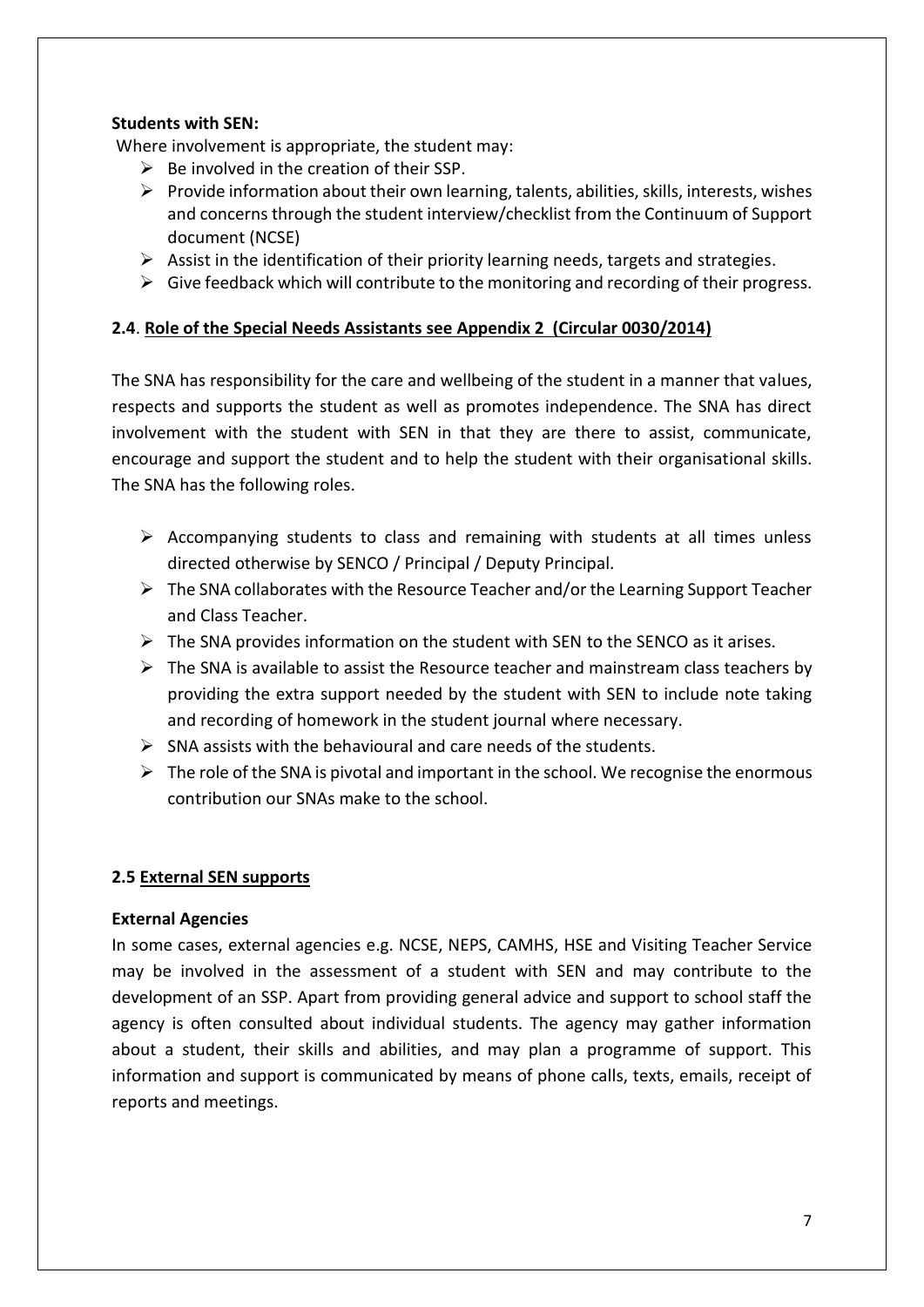**Students with SEN:**

Where involvement is appropriate, the student may:

- Be involved in the creation of their SSP.
- Provide information about their own learning, talents, abilities, skills, interests, wishes and concerns through the student interview/checklist from the Continuum of Support document (NCSE)
- Assist in the identification of their priority learning needs, targets and strategies.
- Give feedback which will contribute to the monitoring and recording of their progress.

### 2.4. Role of the Special Needs Assistants see Appendix 2 (Circular 0030/2014)

The SNA has responsibility for the care and wellbeing of the student in a manner that values, respects and supports the student as well as promotes independence. The SNA has direct involvement with the student with SEN in that they are there to assist, communicate, encourage and support the student and to help the student with their organisational skills. The SNA has the following roles.

- Accompanying students to class and remaining with students at all times unless directed otherwise by SENCO / Principal / Deputy Principal.
- The SNA collaborates with the Resource Teacher and/or the Learning Support Teacher and Class Teacher.
- The SNA provides information on the student with SEN to the SENCO as it arises.
- The SNA is available to assist the Resource teacher and mainstream class teachers by providing the extra support needed by the student with SEN to include note taking and recording of homework in the student journal where necessary.
- SNA assists with the behavioural and care needs of the students.
- The role of the SNA is pivotal and important in the school. We recognise the enormous contribution our SNAs make to the school.

### 2.5 External SEN supports

**External Agencies**

In some cases, external agencies e.g. NCSE, NEPS, CAMHS, HSE and Visiting Teacher Service may be involved in the assessment of a student with SEN and may contribute to the development of an SSP. Apart from providing general advice and support to school staff the agency is often consulted about individual students. The agency may gather information about a student, their skills and abilities, and may plan a programme of support. This information and support is communicated by means of phone calls, texts, emails, receipt of reports and meetings.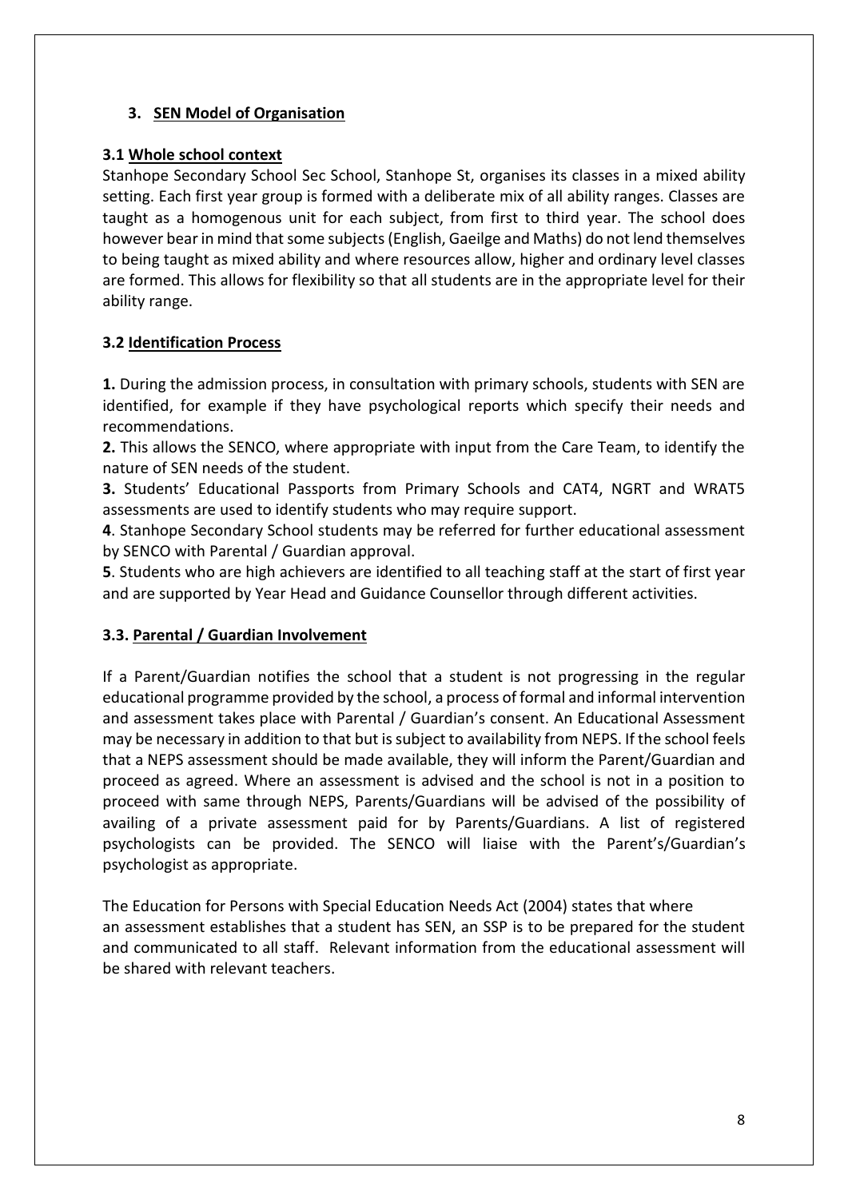## 3. SEN Model of Organisation

### 3.1 Whole school context

Stanhope Secondary School Sec School, Stanhope St, organises its classes in a mixed ability setting. Each first year group is formed with a deliberate mix of all ability ranges. Classes are taught as a homogenous unit for each subject, from first to third year. The school does however bear in mind that some subjects (English, Gaeilge and Maths) do not lend themselves to being taught as mixed ability and where resources allow, higher and ordinary level classes are formed. This allows for flexibility so that all students are in the appropriate level for their ability range.

### 3.2 Identification Process

**1.** During the admission process, in consultation with primary schools, students with SEN are identified, for example if they have psychological reports which specify their needs and recommendations.

**2.** This allows the SENCO, where appropriate with input from the Care Team, to identify the nature of SEN needs of the student.

**3.** Students' Educational Passports from Primary Schools and CAT4, NGRT and WRAT5 assessments are used to identify students who may require support.

**4**. Stanhope Secondary School students may be referred for further educational assessment by SENCO with Parental / Guardian approval.

**5**. Students who are high achievers are identified to all teaching staff at the start of first year and are supported by Year Head and Guidance Counsellor through different activities.

### 3.3. Parental / Guardian Involvement

If a Parent/Guardian notifies the school that a student is not progressing in the regular educational programme provided by the school, a process of formal and informal intervention and assessment takes place with Parental / Guardian's consent. An Educational Assessment may be necessary in addition to that but is subject to availability from NEPS. If the school feels that a NEPS assessment should be made available, they will inform the Parent/Guardian and proceed as agreed. Where an assessment is advised and the school is not in a position to proceed with same through NEPS, Parents/Guardians will be advised of the possibility of availing of a private assessment paid for by Parents/Guardians. A list of registered psychologists can be provided. The SENCO will liaise with the Parent's/Guardian's psychologist as appropriate.

The Education for Persons with Special Education Needs Act (2004) states that where an assessment establishes that a student has SEN, an SSP is to be prepared for the student and communicated to all staff. Relevant information from the educational assessment will be shared with relevant teachers.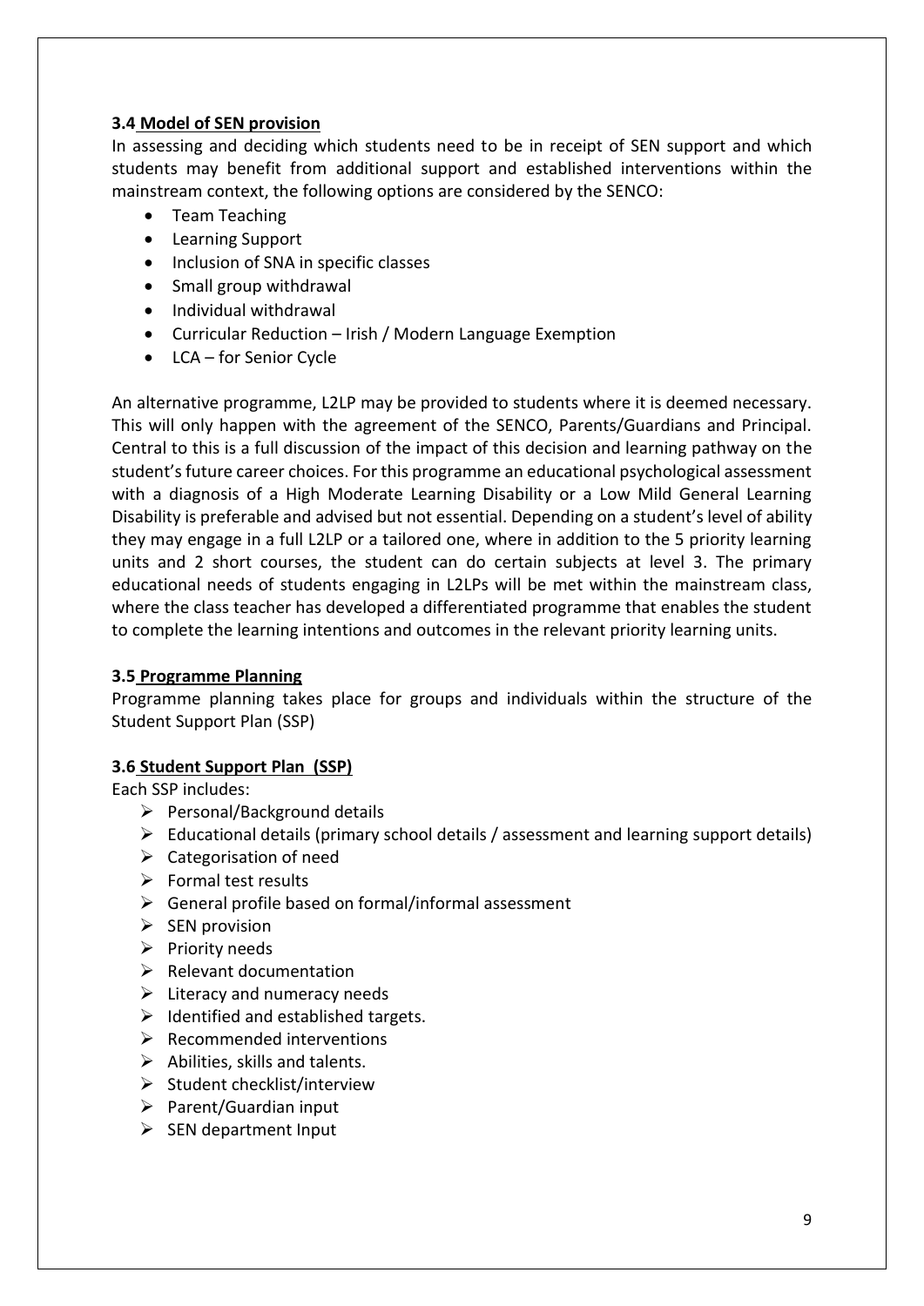### 3.4 Model of SEN provision

In assessing and deciding which students need to be in receipt of SEN support and which students may benefit from additional support and established interventions within the mainstream context, the following options are considered by the SENCO:

- Team Teaching
- Learning Support
- Inclusion of SNA in specific classes
- Small group withdrawal
- Individual withdrawal
- Curricular Reduction – Irish / Modern Language Exemption
- LCA – for Senior Cycle

An alternative programme, L2LP may be provided to students where it is deemed necessary. This will only happen with the agreement of the SENCO, Parents/Guardians and Principal. Central to this is a full discussion of the impact of this decision and learning pathway on the student's future career choices. For this programme an educational psychological assessment with a diagnosis of a High Moderate Learning Disability or a Low Mild General Learning Disability is preferable and advised but not essential. Depending on a student's level of ability they may engage in a full L2LP or a tailored one, where in addition to the 5 priority learning units and 2 short courses, the student can do certain subjects at level 3. The primary educational needs of students engaging in L2LPs will be met within the mainstream class, where the class teacher has developed a differentiated programme that enables the student to complete the learning intentions and outcomes in the relevant priority learning units.

### 3.5 Programme Planning

Programme planning takes place for groups and individuals within the structure of the Student Support Plan (SSP)

### 3.6 Student Support Plan (SSP)

Each SSP includes:

- Personal/Background details
- Educational details (primary school details / assessment and learning support details)
- Categorisation of need
- Formal test results
- General profile based on formal/informal assessment
- SEN provision
- Priority needs
- Relevant documentation
- Literacy and numeracy needs
- Identified and established targets.
- Recommended interventions
- Abilities, skills and talents.
- Student checklist/interview
- Parent/Guardian input
- SEN department Input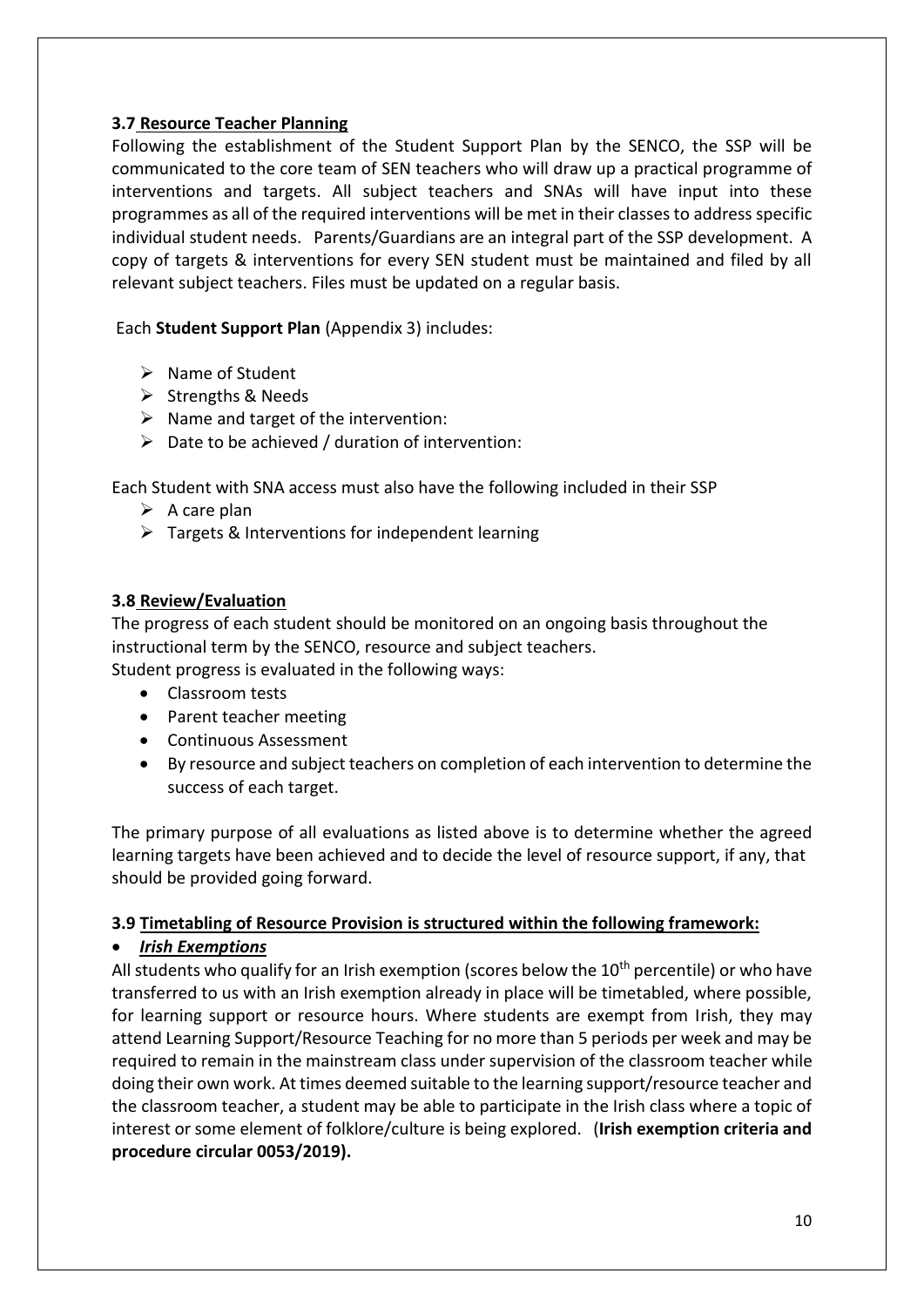### 3.7 Resource Teacher Planning

Following the establishment of the Student Support Plan by the SENCO, the SSP will be communicated to the core team of SEN teachers who will draw up a practical programme of interventions and targets. All subject teachers and SNAs will have input into these programmes as all of the required interventions will be met in their classes to address specific individual student needs. Parents/Guardians are an integral part of the SSP development. A copy of targets & interventions for every SEN student must be maintained and filed by all relevant subject teachers. Files must be updated on a regular basis.

Each **Student Support Plan** (Appendix 3) includes:

- Name of Student
- Strengths & Needs
- Name and target of the intervention:
- Date to be achieved / duration of intervention:

Each Student with SNA access must also have the following included in their SSP

- A care plan
- Targets & Interventions for independent learning

### 3.8 Review/Evaluation

The progress of each student should be monitored on an ongoing basis throughout the instructional term by the SENCO, resource and subject teachers.
Student progress is evaluated in the following ways:

- Classroom tests
- Parent teacher meeting
- Continuous Assessment
- By resource and subject teachers on completion of each intervention to determine the success of each target.

The primary purpose of all evaluations as listed above is to determine whether the agreed learning targets have been achieved and to decide the level of resource support, if any, that should be provided going forward.

### 3.9 Timetabling of Resource Provision is structured within the following framework:

- ***Irish Exemptions***

All students who qualify for an Irish exemption (scores below the $10^{th}$ percentile) or who have transferred to us with an Irish exemption already in place will be timetabled, where possible, for learning support or resource hours. Where students are exempt from Irish, they may attend Learning Support/Resource Teaching for no more than 5 periods per week and may be required to remain in the mainstream class under supervision of the classroom teacher while doing their own work. At times deemed suitable to the learning support/resource teacher and the classroom teacher, a student may be able to participate in the Irish class where a topic of interest or some element of folklore/culture is being explored. (**Irish exemption criteria and procedure circular 0053/2019).**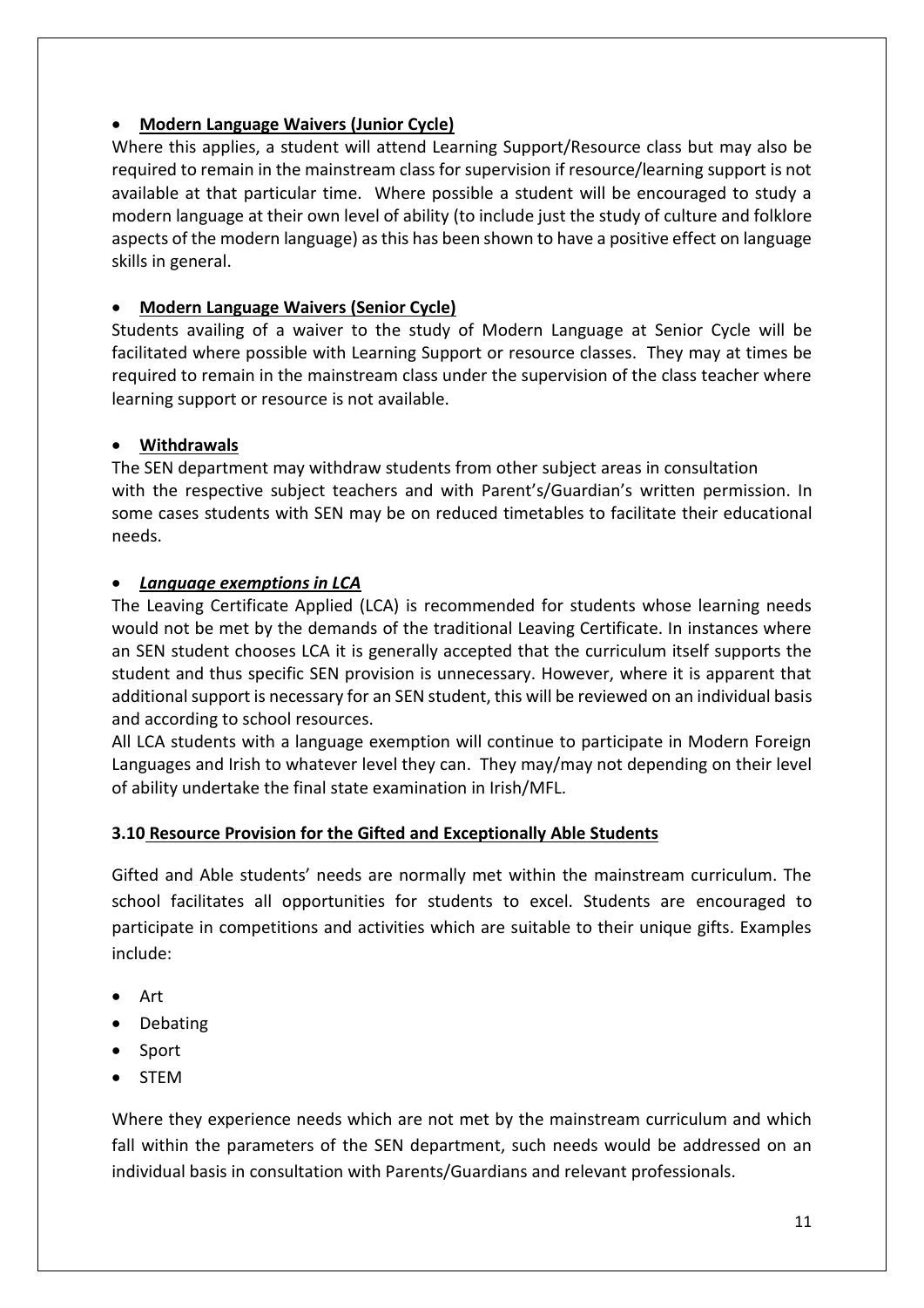- **Modern Language Waivers (Junior Cycle)**

Where this applies, a student will attend Learning Support/Resource class but may also be required to remain in the mainstream class for supervision if resource/learning support is not available at that particular time. Where possible a student will be encouraged to study a modern language at their own level of ability (to include just the study of culture and folklore aspects of the modern language) as this has been shown to have a positive effect on language skills in general.

- **Modern Language Waivers (Senior Cycle)**

Students availing of a waiver to the study of Modern Language at Senior Cycle will be facilitated where possible with Learning Support or resource classes. They may at times be required to remain in the mainstream class under the supervision of the class teacher where learning support or resource is not available.

- **Withdrawals**

The SEN department may withdraw students from other subject areas in consultation with the respective subject teachers and with Parent's/Guardian's written permission. In some cases students with SEN may be on reduced timetables to facilitate their educational needs.

- ***Language exemptions in LCA***

The Leaving Certificate Applied (LCA) is recommended for students whose learning needs would not be met by the demands of the traditional Leaving Certificate. In instances where an SEN student chooses LCA it is generally accepted that the curriculum itself supports the student and thus specific SEN provision is unnecessary. However, where it is apparent that additional support is necessary for an SEN student, this will be reviewed on an individual basis and according to school resources.

All LCA students with a language exemption will continue to participate in Modern Foreign Languages and Irish to whatever level they can. They may/may not depending on their level of ability undertake the final state examination in Irish/MFL.

### 3.10 Resource Provision for the Gifted and Exceptionally Able Students

Gifted and Able students' needs are normally met within the mainstream curriculum. The school facilitates all opportunities for students to excel. Students are encouraged to participate in competitions and activities which are suitable to their unique gifts. Examples include:

- Art
- Debating
- Sport
- STEM

Where they experience needs which are not met by the mainstream curriculum and which fall within the parameters of the SEN department, such needs would be addressed on an individual basis in consultation with Parents/Guardians and relevant professionals.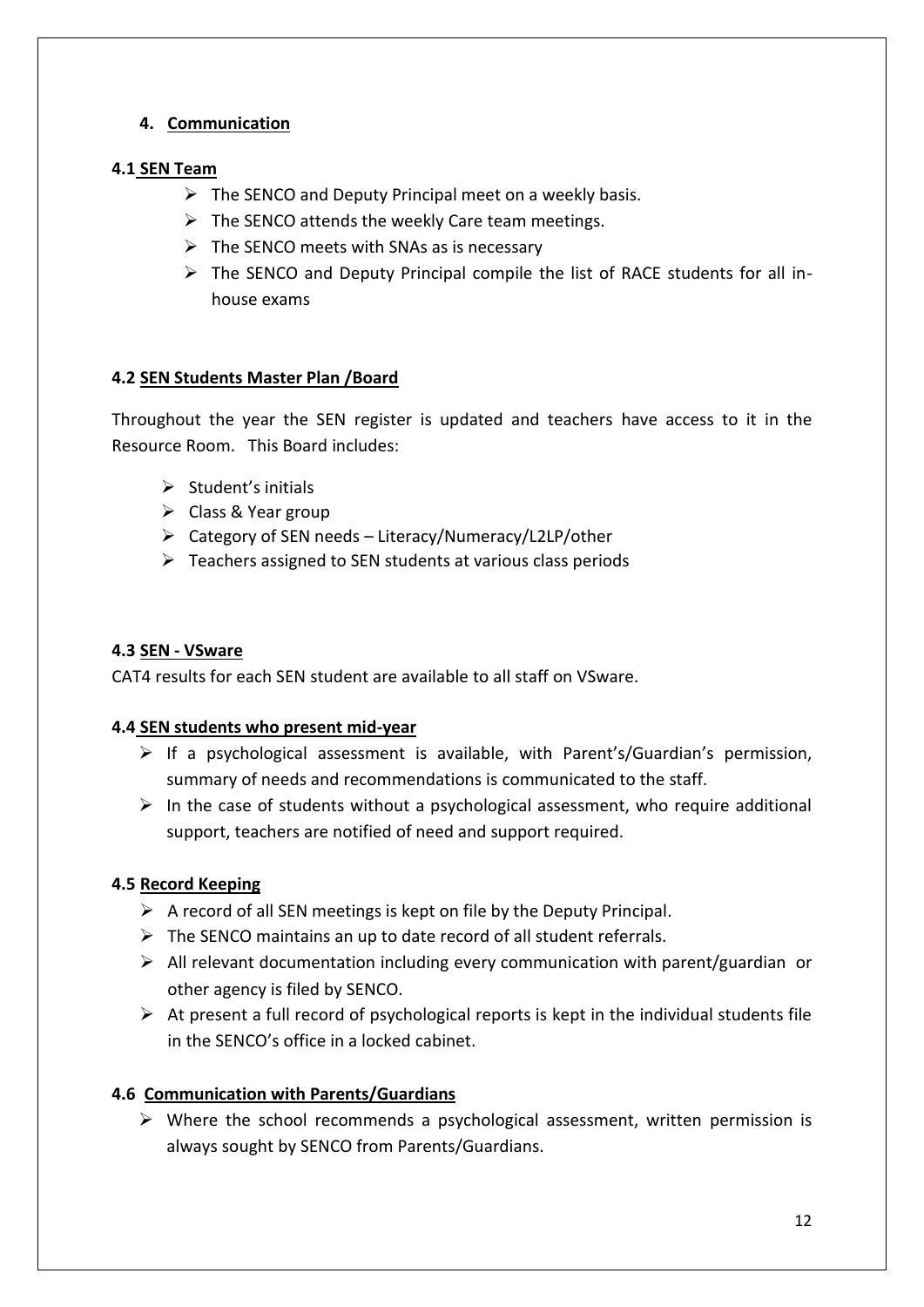## 4. Communication

### 4.1 SEN Team

- The SENCO and Deputy Principal meet on a weekly basis.
- The SENCO attends the weekly Care team meetings.
- The SENCO meets with SNAs as is necessary
- The SENCO and Deputy Principal compile the list of RACE students for all in-house exams

### 4.2 SEN Students Master Plan /Board

Throughout the year the SEN register is updated and teachers have access to it in the Resource Room. This Board includes:

- Student's initials
- Class & Year group
- Category of SEN needs – Literacy/Numeracy/L2LP/other
- Teachers assigned to SEN students at various class periods

### 4.3 SEN - VSware

CAT4 results for each SEN student are available to all staff on VSware.

### 4.4 SEN students who present mid-year

- If a psychological assessment is available, with Parent's/Guardian's permission, summary of needs and recommendations is communicated to the staff.
- In the case of students without a psychological assessment, who require additional support, teachers are notified of need and support required.

### 4.5 Record Keeping

- A record of all SEN meetings is kept on file by the Deputy Principal.
- The SENCO maintains an up to date record of all student referrals.
- All relevant documentation including every communication with parent/guardian or other agency is filed by SENCO.
- At present a full record of psychological reports is kept in the individual students file in the SENCO's office in a locked cabinet.

### 4.6 Communication with Parents/Guardians

- Where the school recommends a psychological assessment, written permission is always sought by SENCO from Parents/Guardians.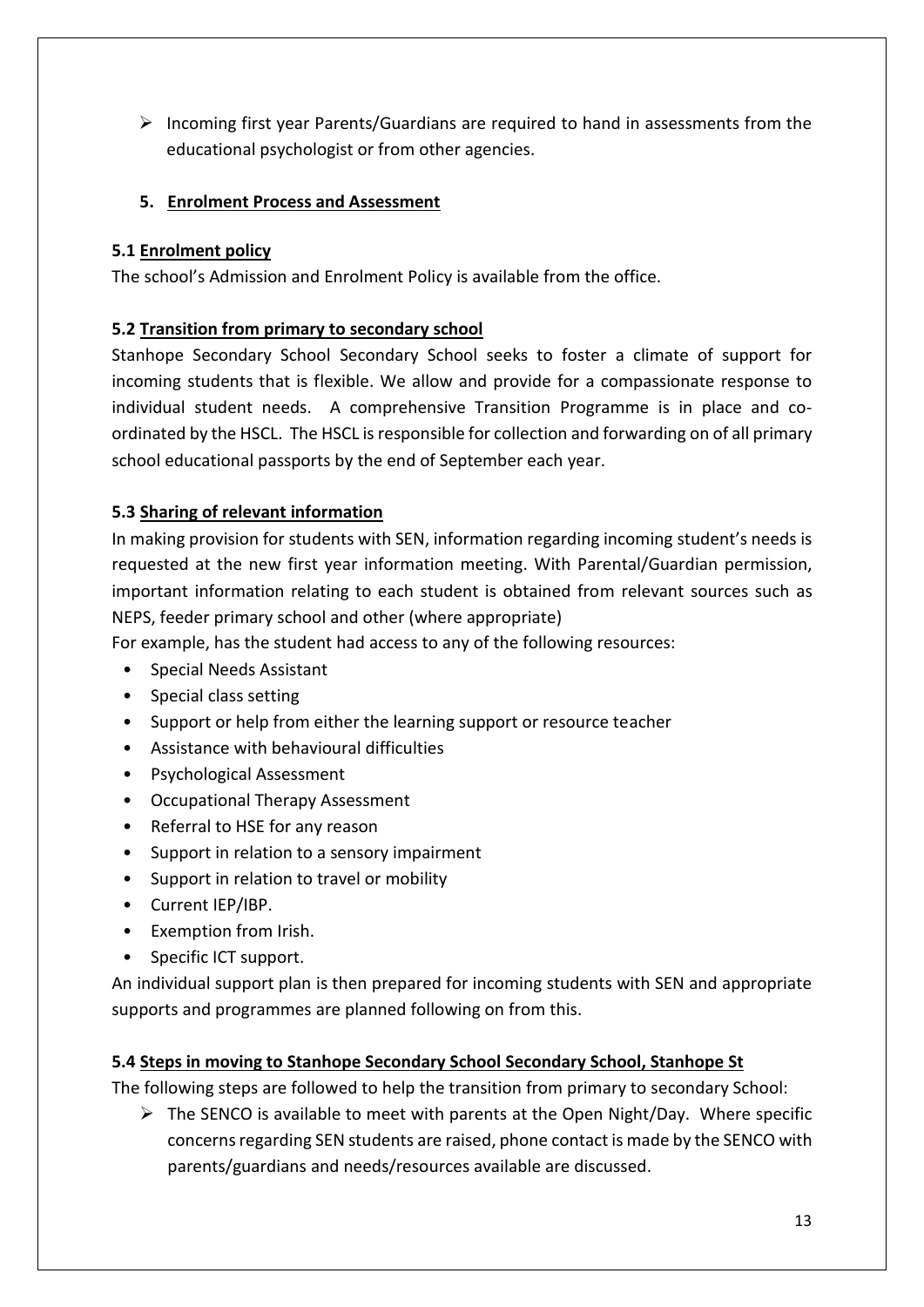- Incoming first year Parents/Guardians are required to hand in assessments from the educational psychologist or from other agencies.

## 5. Enrolment Process and Assessment

### 5.1 Enrolment policy

The school's Admission and Enrolment Policy is available from the office.

### 5.2 Transition from primary to secondary school

Stanhope Secondary School Secondary School seeks to foster a climate of support for incoming students that is flexible. We allow and provide for a compassionate response to individual student needs. A comprehensive Transition Programme is in place and co-ordinated by the HSCL. The HSCL is responsible for collection and forwarding on of all primary school educational passports by the end of September each year.

### 5.3 Sharing of relevant information

In making provision for students with SEN, information regarding incoming student's needs is requested at the new first year information meeting. With Parental/Guardian permission, important information relating to each student is obtained from relevant sources such as NEPS, feeder primary school and other (where appropriate)

For example, has the student had access to any of the following resources:

- Special Needs Assistant
- Special class setting
- Support or help from either the learning support or resource teacher
- Assistance with behavioural difficulties
- Psychological Assessment
- Occupational Therapy Assessment
- Referral to HSE for any reason
- Support in relation to a sensory impairment
- Support in relation to travel or mobility
- Current IEP/IBP.
- Exemption from Irish.
- Specific ICT support.

An individual support plan is then prepared for incoming students with SEN and appropriate supports and programmes are planned following on from this.

### 5.4 Steps in moving to Stanhope Secondary School Secondary School, Stanhope St

The following steps are followed to help the transition from primary to secondary School:

- The SENCO is available to meet with parents at the Open Night/Day. Where specific concerns regarding SEN students are raised, phone contact is made by the SENCO with parents/guardians and needs/resources available are discussed.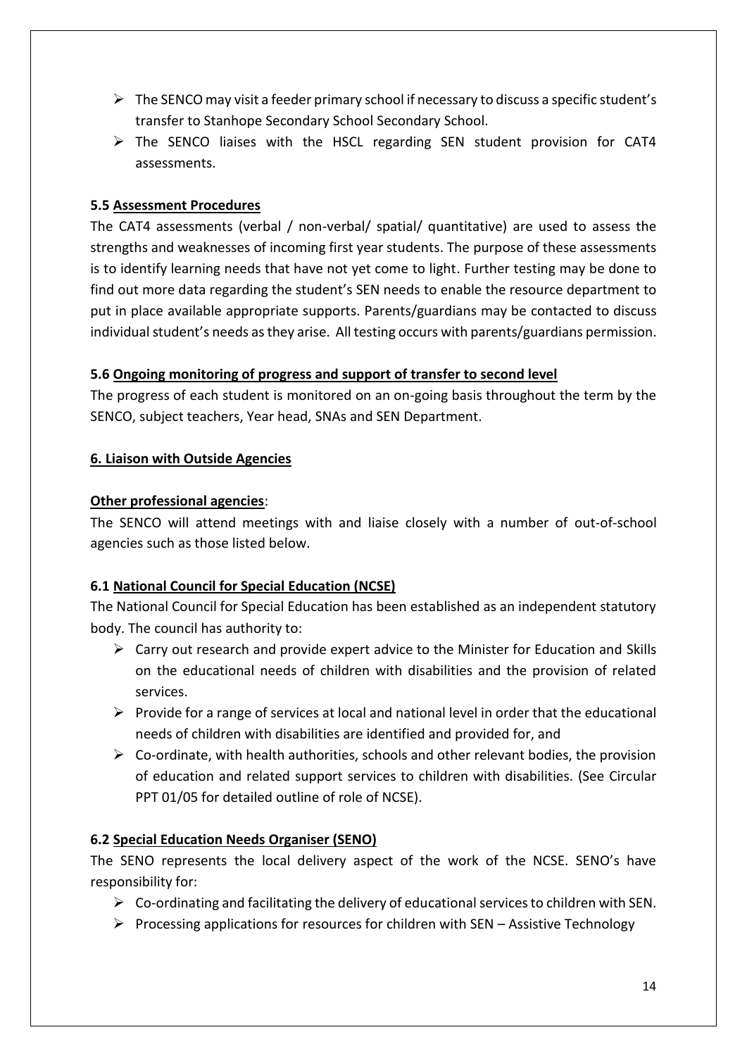- The SENCO may visit a feeder primary school if necessary to discuss a specific student's transfer to Stanhope Secondary School Secondary School.
- The SENCO liaises with the HSCL regarding SEN student provision for CAT4 assessments.

### 5.5 <u>Assessment Procedures</u>

The CAT4 assessments (verbal / non-verbal/ spatial/ quantitative) are used to assess the strengths and weaknesses of incoming first year students. The purpose of these assessments is to identify learning needs that have not yet come to light. Further testing may be done to find out more data regarding the student's SEN needs to enable the resource department to put in place available appropriate supports. Parents/guardians may be contacted to discuss individual student's needs as they arise. All testing occurs with parents/guardians permission.

### 5.6 <u>Ongoing monitoring of progress and support of transfer to second level</u>

The progress of each student is monitored on an on-going basis throughout the term by the SENCO, subject teachers, Year head, SNAs and SEN Department.

## <u>6. Liaison with Outside Agencies</u>

**<u>Other professional agencies</u>**:

The SENCO will attend meetings with and liaise closely with a number of out-of-school agencies such as those listed below.

### 6.1 <u>National Council for Special Education (NCSE)</u>

The National Council for Special Education has been established as an independent statutory body. The council has authority to:

- Carry out research and provide expert advice to the Minister for Education and Skills on the educational needs of children with disabilities and the provision of related services.
- Provide for a range of services at local and national level in order that the educational needs of children with disabilities are identified and provided for, and
- Co-ordinate, with health authorities, schools and other relevant bodies, the provision of education and related support services to children with disabilities. (See Circular PPT 01/05 for detailed outline of role of NCSE).

### 6.2 <u>Special Education Needs Organiser (SENO)</u>

The SENO represents the local delivery aspect of the work of the NCSE. SENO's have responsibility for:

- Co-ordinating and facilitating the delivery of educational services to children with SEN.
- Processing applications for resources for children with SEN – Assistive Technology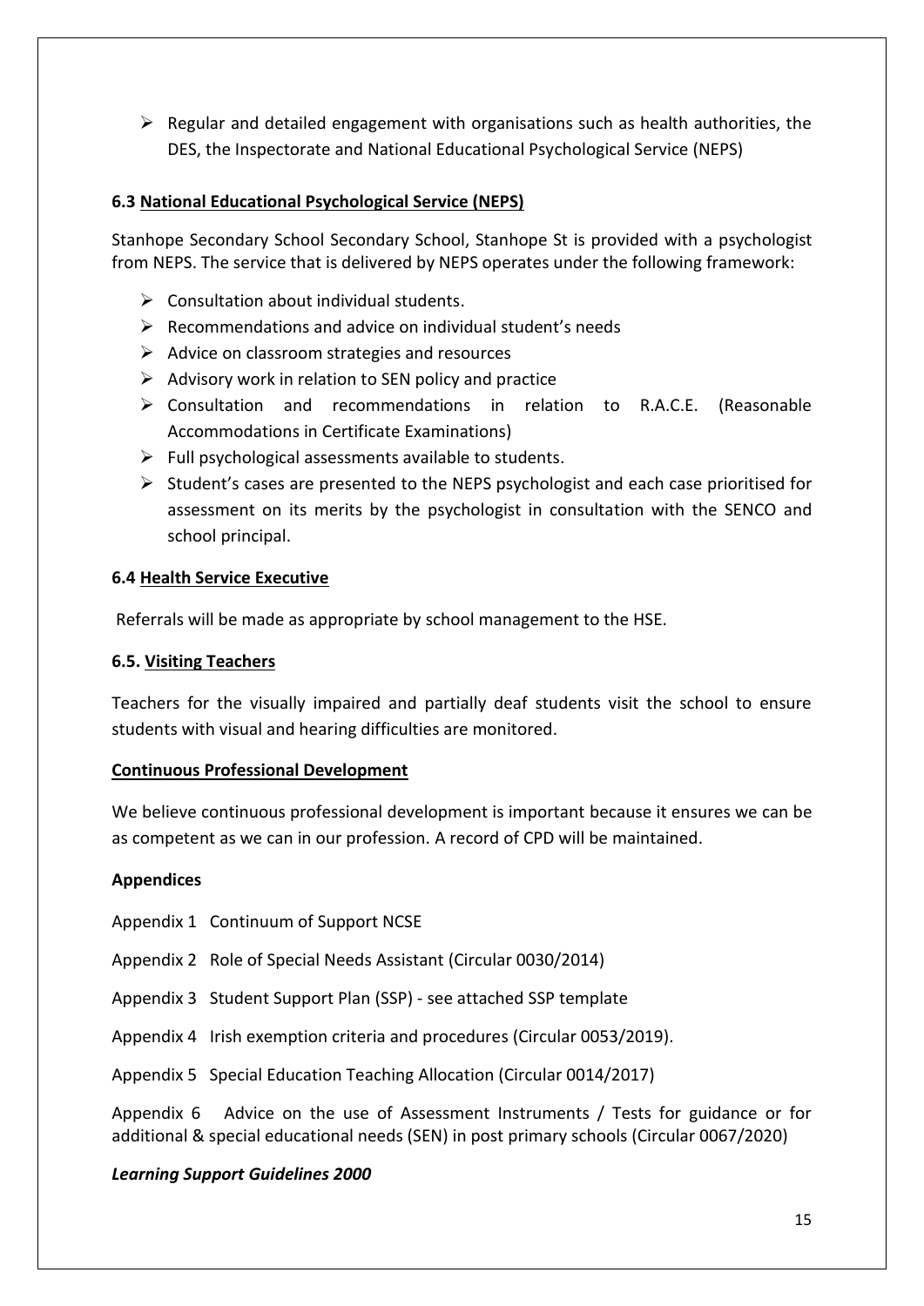- Regular and detailed engagement with organisations such as health authorities, the DES, the Inspectorate and National Educational Psychological Service (NEPS)

### 6.3 National Educational Psychological Service (NEPS)

Stanhope Secondary School Secondary School, Stanhope St is provided with a psychologist from NEPS. The service that is delivered by NEPS operates under the following framework:

- Consultation about individual students.
- Recommendations and advice on individual student's needs
- Advice on classroom strategies and resources
- Advisory work in relation to SEN policy and practice
- Consultation and recommendations in relation to R.A.C.E. (Reasonable Accommodations in Certificate Examinations)
- Full psychological assessments available to students.
- Student's cases are presented to the NEPS psychologist and each case prioritised for assessment on its merits by the psychologist in consultation with the SENCO and school principal.

### 6.4 Health Service Executive

Referrals will be made as appropriate by school management to the HSE.

### 6.5. Visiting Teachers

Teachers for the visually impaired and partially deaf students visit the school to ensure students with visual and hearing difficulties are monitored.

### Continuous Professional Development

We believe continuous professional development is important because it ensures we can be as competent as we can in our profession. A record of CPD will be maintained.

### Appendices

Appendix 1 Continuum of Support NCSE

Appendix 2 Role of Special Needs Assistant (Circular 0030/2014)

Appendix 3 Student Support Plan (SSP) - see attached SSP template

Appendix 4 Irish exemption criteria and procedures (Circular 0053/2019).

Appendix 5 Special Education Teaching Allocation (Circular 0014/2017)

Appendix 6 Advice on the use of Assessment Instruments / Tests for guidance or for additional & special educational needs (SEN) in post primary schools (Circular 0067/2020)

***Learning Support Guidelines 2000***